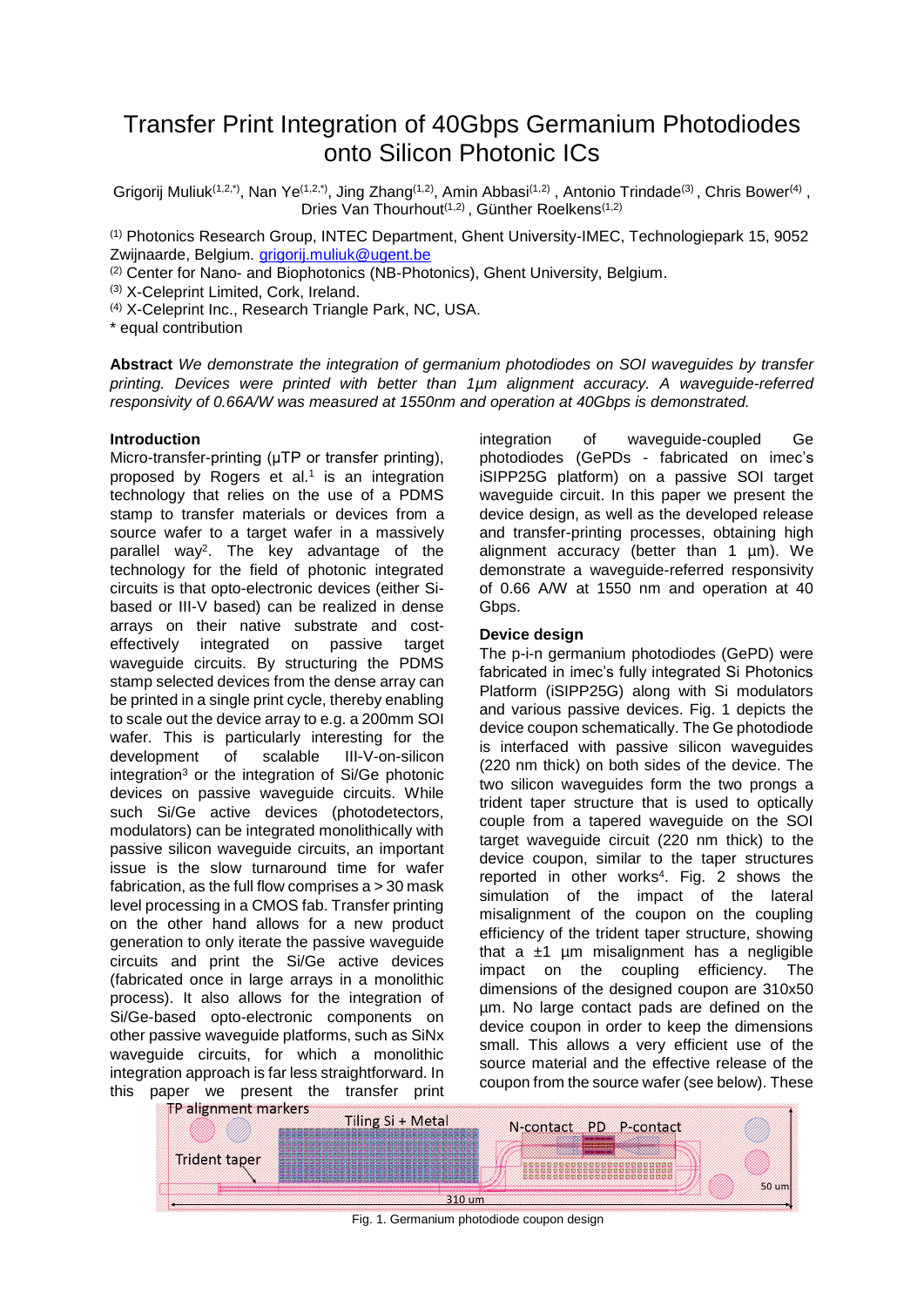# Transfer Print Integration of 40Gbps Germanium Photodiodes onto Silicon Photonic ICs

Grigorij Muliuk[1,2,*], Nan Ye[1,2,*], Jing Zhang[1,2], Amin Abbasi[1,2] , Antonio Trindade[3] , Chris Bower[4] , Dries Van Thourhout[1,2] , Günther Roelkens[1,2]

[1] Photonics Research Group, INTEC Department, Ghent University-IMEC, Technologiepark 15, 9052 Zwijnaarde, Belgium. grigorij.muliuk@ugent.be

[2] Center for Nano- and Biophotonics (NB-Photonics), Ghent University, Belgium.

[3] X-Celeprint Limited, Cork, Ireland.

[4] X-Celeprint Inc., Research Triangle Park, NC, USA.

\* equal contribution

**Abstract** *We demonstrate the integration of germanium photodiodes on SOI waveguides by transfer printing. Devices were printed with better than 1µm alignment accuracy. A waveguide-referred responsivity of 0.66A/W was measured at 1550nm and operation at 40Gbps is demonstrated.*

## Introduction

Micro-transfer-printing (µTP or transfer printing), proposed by Rogers et al.[1] is an integration technology that relies on the use of a PDMS stamp to transfer materials or devices from a source wafer to a target wafer in a massively parallel way[2]. The key advantage of the technology for the field of photonic integrated circuits is that opto-electronic devices (either Si-based or III-V based) can be realized in dense arrays on their native substrate and cost-effectively integrated on passive target waveguide circuits. By structuring the PDMS stamp selected devices from the dense array can be printed in a single print cycle, thereby enabling to scale out the device array to e.g. a 200mm SOI wafer. This is particularly interesting for the development of scalable III-V-on-silicon integration[3] or the integration of Si/Ge photonic devices on passive waveguide circuits. While such Si/Ge active devices (photodetectors, modulators) can be integrated monolithically with passive silicon waveguide circuits, an important issue is the slow turnaround time for wafer fabrication, as the full flow comprises a > 30 mask level processing in a CMOS fab. Transfer printing on the other hand allows for a new product generation to only iterate the passive waveguide circuits and print the Si/Ge active devices (fabricated once in large arrays in a monolithic process). It also allows for the integration of Si/Ge-based opto-electronic components on other passive waveguide platforms, such as SiNx waveguide circuits, for which a monolithic integration approach is far less straightforward. In this paper we present the transfer print integration of waveguide-coupled Ge photodiodes (GePDs - fabricated on imec's iSIPP25G platform) on a passive SOI target waveguide circuit. In this paper we present the device design, as well as the developed release and transfer-printing processes, obtaining high alignment accuracy (better than 1 µm). We demonstrate a waveguide-referred responsivity of 0.66 A/W at 1550 nm and operation at 40 Gbps.

## Device design

The p-i-n germanium photodiodes (GePD) were fabricated in imec's fully integrated Si Photonics Platform (iSIPP25G) along with Si modulators and various passive devices. Fig. 1 depicts the device coupon schematically. The Ge photodiode is interfaced with passive silicon waveguides (220 nm thick) on both sides of the device. The two silicon waveguides form the two prongs a trident taper structure that is used to optically couple from a tapered waveguide on the SOI target waveguide circuit (220 nm thick) to the device coupon, similar to the taper structures reported in other works[4]. Fig. 2 shows the simulation of the impact of the lateral misalignment of the coupon on the coupling efficiency of the trident taper structure, showing that a ±1 µm misalignment has a negligible impact on the coupling efficiency. The dimensions of the designed coupon are 310x50 µm. No large contact pads are defined on the device coupon in order to keep the dimensions small. This allows a very efficient use of the source material and the effective release of the coupon from the source wafer (see below). These

Fig. 1. Germanium photodiode coupon design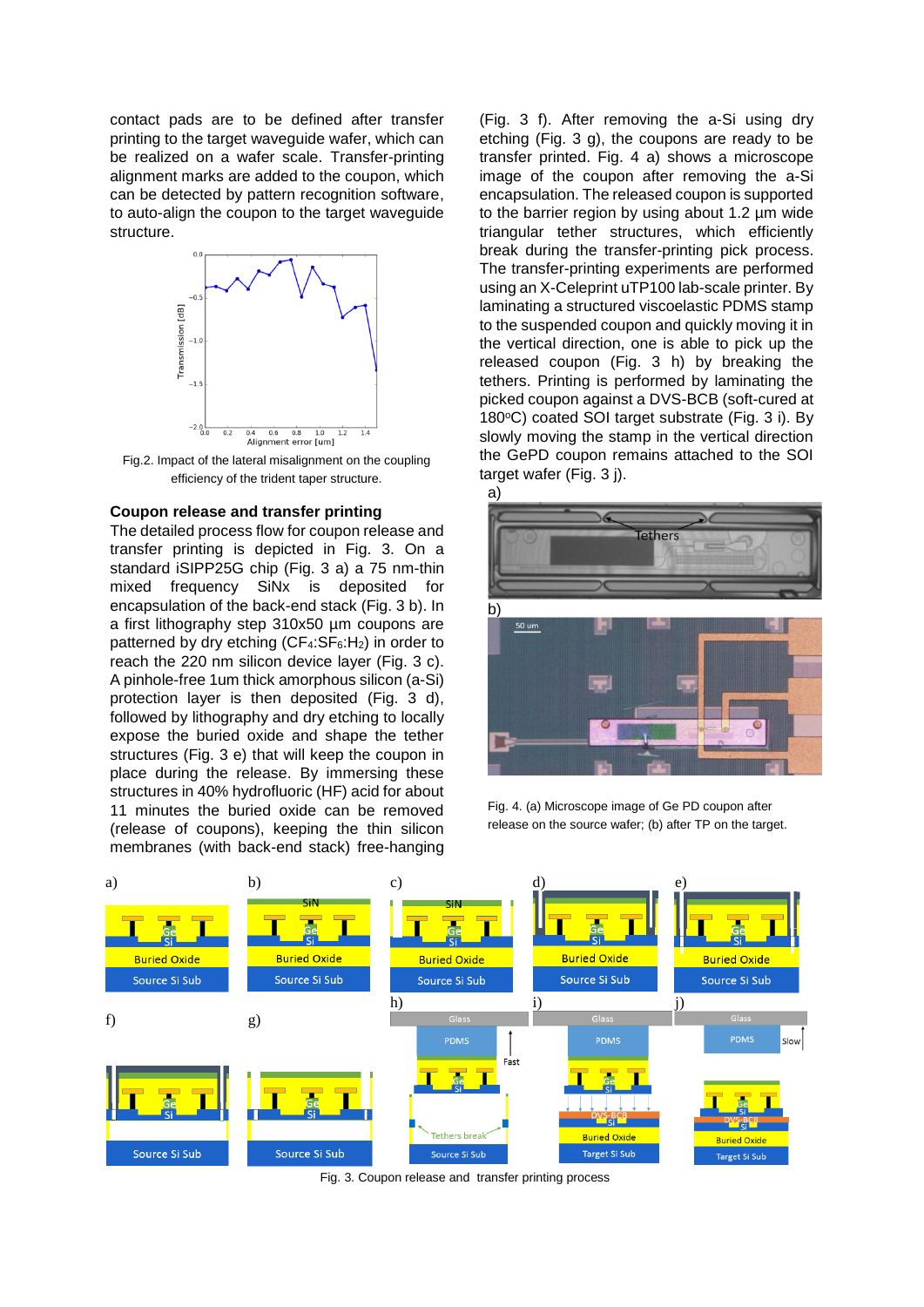contact pads are to be defined after transfer printing to the target waveguide wafer, which can be realized on a wafer scale. Transfer-printing alignment marks are added to the coupon, which can be detected by pattern recognition software, to auto-align the coupon to the target waveguide structure.

Fig.2. Impact of the lateral misalignment on the coupling efficiency of the trident taper structure.

## Coupon release and transfer printing

The detailed process flow for coupon release and transfer printing is depicted in Fig. 3. On a standard iSIPP25G chip (Fig. 3 a) a 75 nm-thin mixed frequency SiNx is deposited for encapsulation of the back-end stack (Fig. 3 b). In a first lithography step 310x50 µm coupons are patterned by dry etching ($CF_4$:$SF_6$:$H_2$) in order to reach the 220 nm silicon device layer (Fig. 3 c). A pinhole-free 1um thick amorphous silicon (a-Si) protection layer is then deposited (Fig. 3 d), followed by lithography and dry etching to locally expose the buried oxide and shape the tether structures (Fig. 3 e) that will keep the coupon in place during the release. By immersing these structures in 40% hydrofluoric (HF) acid for about 11 minutes the buried oxide can be removed (release of coupons), keeping the thin silicon membranes (with back-end stack) free-hanging (Fig. 3 f). After removing the a-Si using dry etching (Fig. 3 g), the coupons are ready to be transfer printed. Fig. 4 a) shows a microscope image of the coupon after removing the a-Si encapsulation. The released coupon is supported to the barrier region by using about 1.2 µm wide triangular tether structures, which efficiently break during the transfer-printing pick process. The transfer-printing experiments are performed using an X-Celeprint uTP100 lab-scale printer. By laminating a structured viscoelastic PDMS stamp to the suspended coupon and quickly moving it in the vertical direction, one is able to pick up the released coupon (Fig. 3 h) by breaking the tethers. Printing is performed by laminating the picked coupon against a DVS-BCB (soft-cured at 180°C) coated SOI target substrate (Fig. 3 i). By slowly moving the stamp in the vertical direction the GePD coupon remains attached to the SOI target wafer (Fig. 3 j).

Fig. 4. (a) Microscope image of Ge PD coupon after release on the source wafer; (b) after TP on the target.

Fig. 3. Coupon release and transfer printing process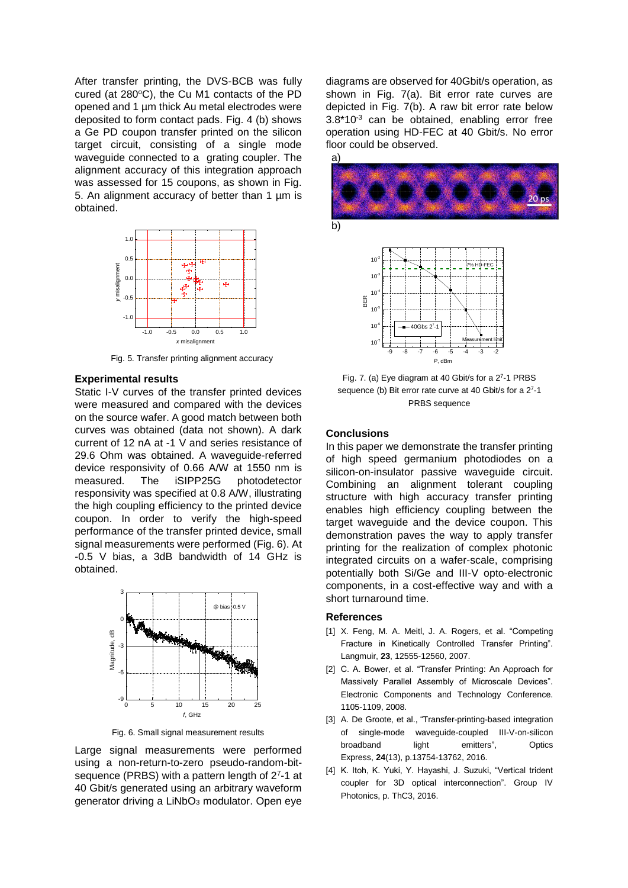After transfer printing, the DVS-BCB was fully cured (at 280°C), the Cu M1 contacts of the PD opened and 1 µm thick Au metal electrodes were deposited to form contact pads. Fig. 4 (b) shows a Ge PD coupon transfer printed on the silicon target circuit, consisting of a single mode waveguide connected to a grating coupler. The alignment accuracy of this integration approach was assessed for 15 coupons, as shown in Fig. 5. An alignment accuracy of better than 1 µm is obtained.

1.0
0.5
0.0
-0.5
-1.0
y misalignment
-1.0 -0.5 0.0 0.5 1.0
x misalignment

Fig. 5. Transfer printing alignment accuracy

### Experimental results

Static I-V curves of the transfer printed devices were measured and compared with the devices on the source wafer. A good match between both curves was obtained (data not shown). A dark current of 12 nA at -1 V and series resistance of 29.6 Ohm was obtained. A waveguide-referred device responsivity of 0.66 A/W at 1550 nm is measured. The iSIPP25G photodetector responsivity was specified at 0.8 A/W, illustrating the high coupling efficiency to the printed device coupon. In order to verify the high-speed performance of the transfer printed device, small signal measurements were performed (Fig. 6). At -0.5 V bias, a 3dB bandwidth of 14 GHz is obtained.

3
0
-3
-6
-9
Magnitude, dB
@ bias -0.5 V
0 5 10 15 20 25
f, GHz

Fig. 6. Small signal measurement results

Large signal measurements were performed using a non-return-to-zero pseudo-random-bit-sequence (PRBS) with a pattern length of $2^7$-1 at 40 Gbit/s generated using an arbitrary waveform generator driving a $LiNbO_3$ modulator. Open eye diagrams are observed for 40Gbit/s operation, as shown in Fig. 7(a). Bit error rate curves are depicted in Fig. 7(b). A raw bit error rate below $3.8*10^{-3}$ can be obtained, enabling error free operation using HD-FEC at 40 Gbit/s. No error floor could be observed.

a)

20 ps

b)

$10^{-2}$
$10^{-3}$
$10^{-4}$
$10^{-5}$
$10^{-6}$
$10^{-7}$
BER
7% HD-FEC
40Gbs $2^7$-1
Measurement limit
-9 -8 -7 -6 -5 -4 -3 -2
P, dBm

Fig. 7. (a) Eye diagram at 40 Gbit/s for a $2^7$-1 PRBS sequence (b) Bit error rate curve at 40 Gbit/s for a $2^7$-1 PRBS sequence

### Conclusions

In this paper we demonstrate the transfer printing of high speed germanium photodiodes on a silicon-on-insulator passive waveguide circuit. Combining an alignment tolerant coupling structure with high accuracy transfer printing enables high efficiency coupling between the target waveguide and the device coupon. This demonstration paves the way to apply transfer printing for the realization of complex photonic integrated circuits on a wafer-scale, comprising potentially both Si/Ge and III-V opto-electronic components, in a cost-effective way and with a short turnaround time.

### References

[1] X. Feng, M. A. Meitl, J. A. Rogers, et al. “Competing Fracture in Kinetically Controlled Transfer Printing”. Langmuir, **23**, 12555-12560, 2007.

[2] C. A. Bower, et al. “Transfer Printing: An Approach for Massively Parallel Assembly of Microscale Devices”. Electronic Components and Technology Conference. 1105-1109, 2008.

[3] A. De Groote, et al., “Transfer-printing-based integration of single-mode waveguide-coupled III-V-on-silicon broadband light emitters”, Optics Express, **24**(13), p.13754-13762, 2016.

[4] K. Itoh, K. Yuki, Y. Hayashi, J. Suzuki, “Vertical trident coupler for 3D optical interconnection”. Group IV Photonics, p. ThC3, 2016.